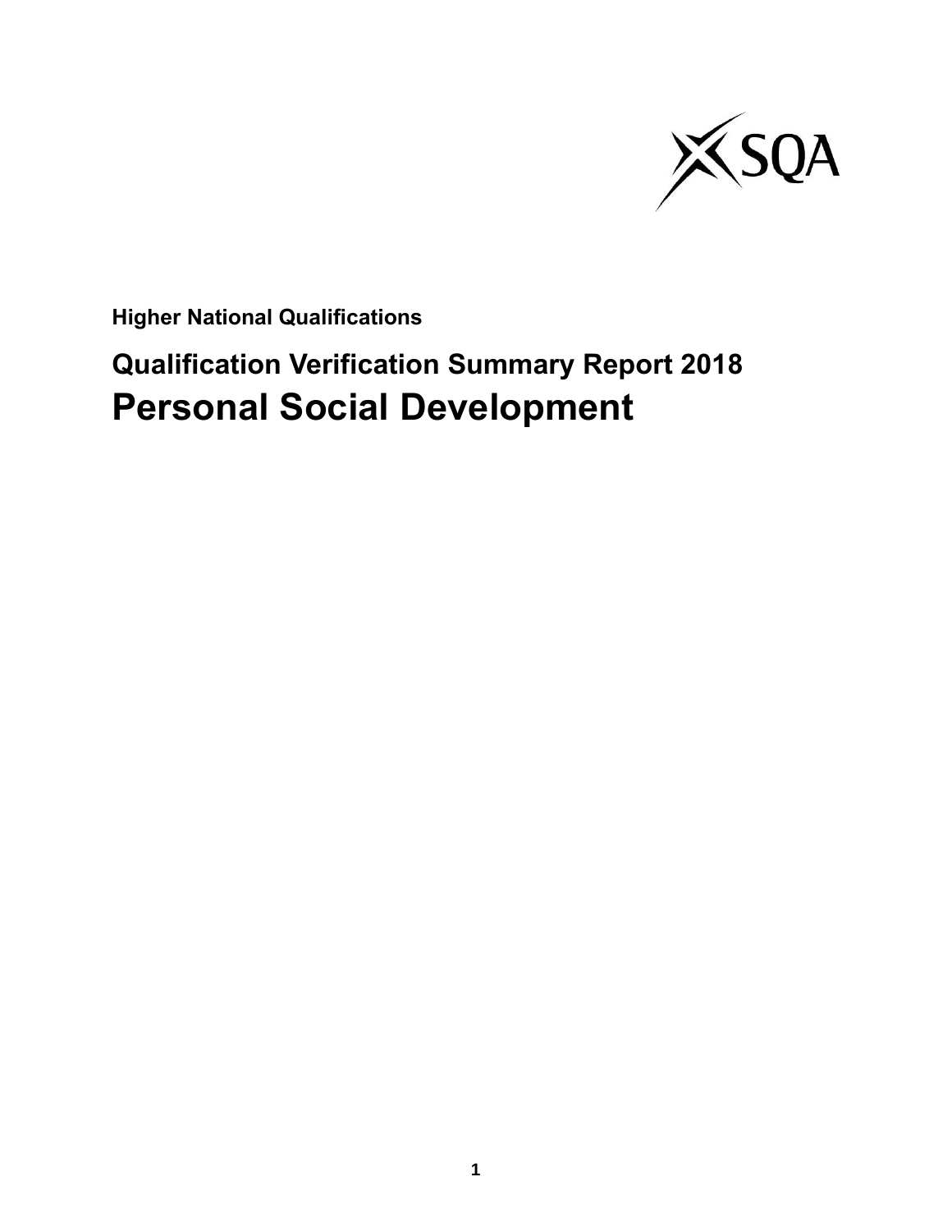**Higher National Qualifications**

## Qualification Verification Summary Report 2018

# Personal Social Development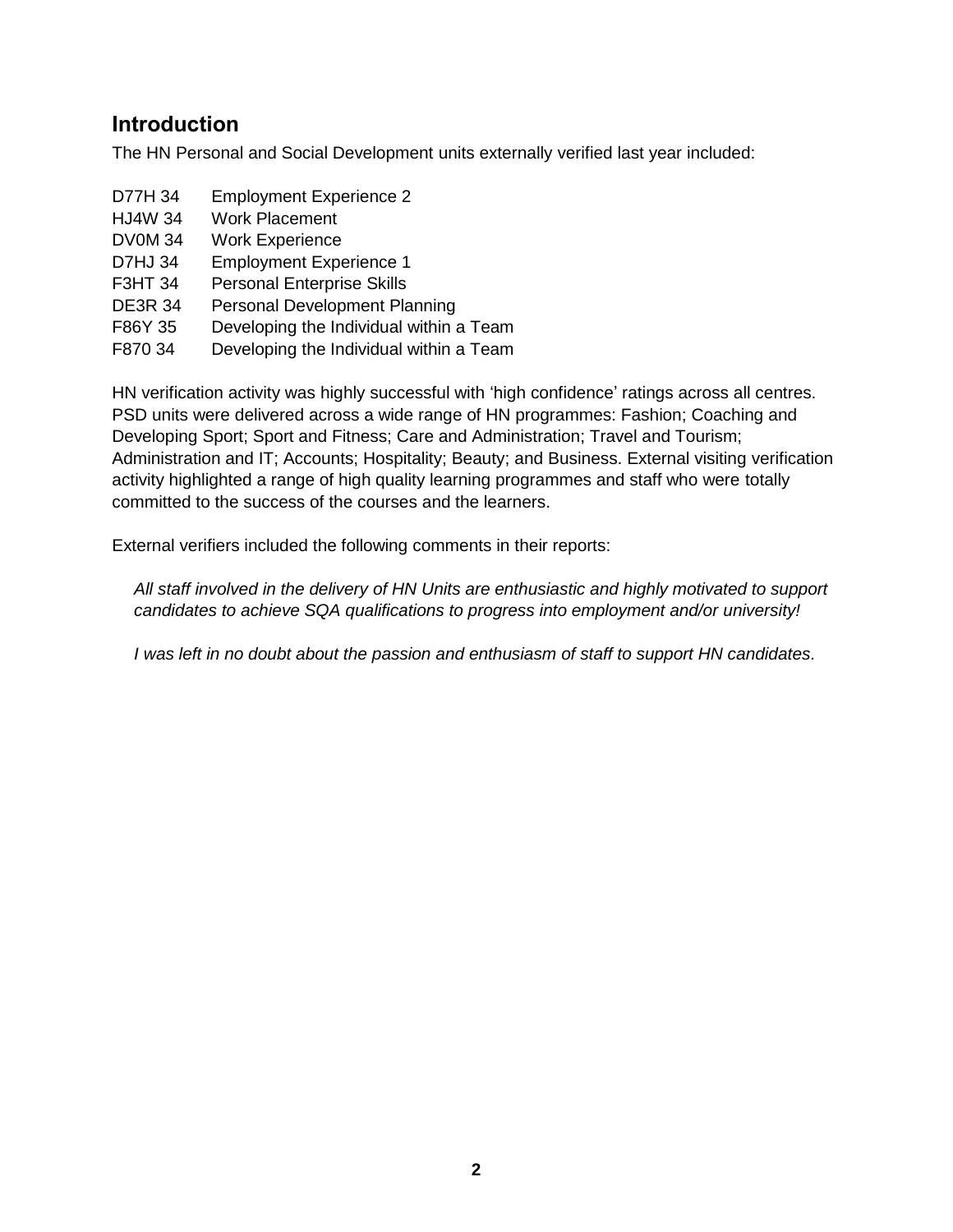## Introduction

The HN Personal and Social Development units externally verified last year included:

D77H 34 Employment Experience 2
HJ4W 34 Work Placement
DV0M 34 Work Experience
D7HJ 34 Employment Experience 1
F3HT 34 Personal Enterprise Skills
DE3R 34 Personal Development Planning
F86Y 35 Developing the Individual within a Team
F870 34 Developing the Individual within a Team

HN verification activity was highly successful with 'high confidence' ratings across all centres. PSD units were delivered across a wide range of HN programmes: Fashion; Coaching and Developing Sport; Sport and Fitness; Care and Administration; Travel and Tourism; Administration and IT; Accounts; Hospitality; Beauty; and Business. External visiting verification activity highlighted a range of high quality learning programmes and staff who were totally committed to the success of the courses and the learners.

External verifiers included the following comments in their reports:

> *All staff involved in the delivery of HN Units are enthusiastic and highly motivated to support candidates to achieve SQA qualifications to progress into employment and/or university!*

> *I was left in no doubt about the passion and enthusiasm of staff to support HN candidates.*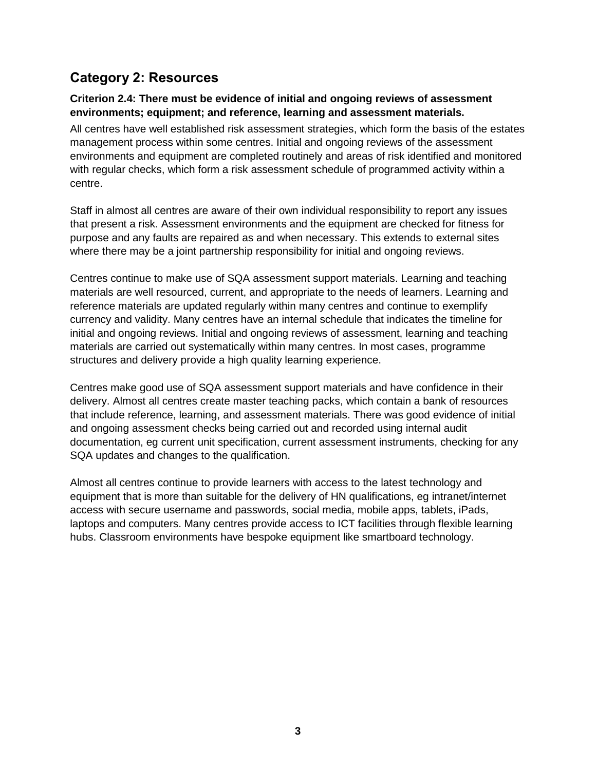## Category 2: Resources

**Criterion 2.4: There must be evidence of initial and ongoing reviews of assessment environments; equipment; and reference, learning and assessment materials.**

All centres have well established risk assessment strategies, which form the basis of the estates management process within some centres. Initial and ongoing reviews of the assessment environments and equipment are completed routinely and areas of risk identified and monitored with regular checks, which form a risk assessment schedule of programmed activity within a centre.

Staff in almost all centres are aware of their own individual responsibility to report any issues that present a risk. Assessment environments and the equipment are checked for fitness for purpose and any faults are repaired as and when necessary. This extends to external sites where there may be a joint partnership responsibility for initial and ongoing reviews.

Centres continue to make use of SQA assessment support materials. Learning and teaching materials are well resourced, current, and appropriate to the needs of learners. Learning and reference materials are updated regularly within many centres and continue to exemplify currency and validity. Many centres have an internal schedule that indicates the timeline for initial and ongoing reviews. Initial and ongoing reviews of assessment, learning and teaching materials are carried out systematically within many centres. In most cases, programme structures and delivery provide a high quality learning experience.

Centres make good use of SQA assessment support materials and have confidence in their delivery. Almost all centres create master teaching packs, which contain a bank of resources that include reference, learning, and assessment materials. There was good evidence of initial and ongoing assessment checks being carried out and recorded using internal audit documentation, eg current unit specification, current assessment instruments, checking for any SQA updates and changes to the qualification.

Almost all centres continue to provide learners with access to the latest technology and equipment that is more than suitable for the delivery of HN qualifications, eg intranet/internet access with secure username and passwords, social media, mobile apps, tablets, iPads, laptops and computers. Many centres provide access to ICT facilities through flexible learning hubs. Classroom environments have bespoke equipment like smartboard technology.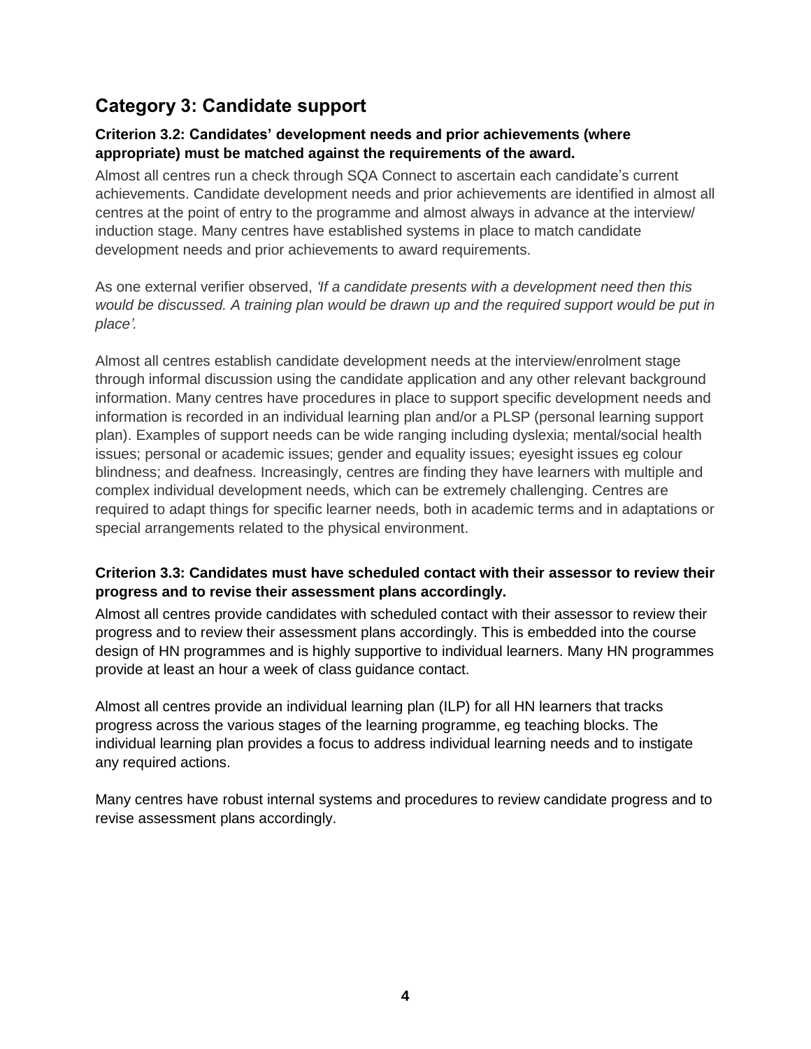## Category 3: Candidate support

### Criterion 3.2: Candidates' development needs and prior achievements (where appropriate) must be matched against the requirements of the award.

Almost all centres run a check through SQA Connect to ascertain each candidate's current achievements. Candidate development needs and prior achievements are identified in almost all centres at the point of entry to the programme and almost always in advance at the interview/ induction stage. Many centres have established systems in place to match candidate development needs and prior achievements to award requirements.

As one external verifier observed, *'If a candidate presents with a development need then this would be discussed. A training plan would be drawn up and the required support would be put in place'.*

Almost all centres establish candidate development needs at the interview/enrolment stage through informal discussion using the candidate application and any other relevant background information. Many centres have procedures in place to support specific development needs and information is recorded in an individual learning plan and/or a PLSP (personal learning support plan). Examples of support needs can be wide ranging including dyslexia; mental/social health issues; personal or academic issues; gender and equality issues; eyesight issues eg colour blindness; and deafness. Increasingly, centres are finding they have learners with multiple and complex individual development needs, which can be extremely challenging. Centres are required to adapt things for specific learner needs, both in academic terms and in adaptations or special arrangements related to the physical environment.

### Criterion 3.3: Candidates must have scheduled contact with their assessor to review their progress and to revise their assessment plans accordingly.

Almost all centres provide candidates with scheduled contact with their assessor to review their progress and to review their assessment plans accordingly. This is embedded into the course design of HN programmes and is highly supportive to individual learners. Many HN programmes provide at least an hour a week of class guidance contact.

Almost all centres provide an individual learning plan (ILP) for all HN learners that tracks progress across the various stages of the learning programme, eg teaching blocks. The individual learning plan provides a focus to address individual learning needs and to instigate any required actions.

Many centres have robust internal systems and procedures to review candidate progress and to revise assessment plans accordingly.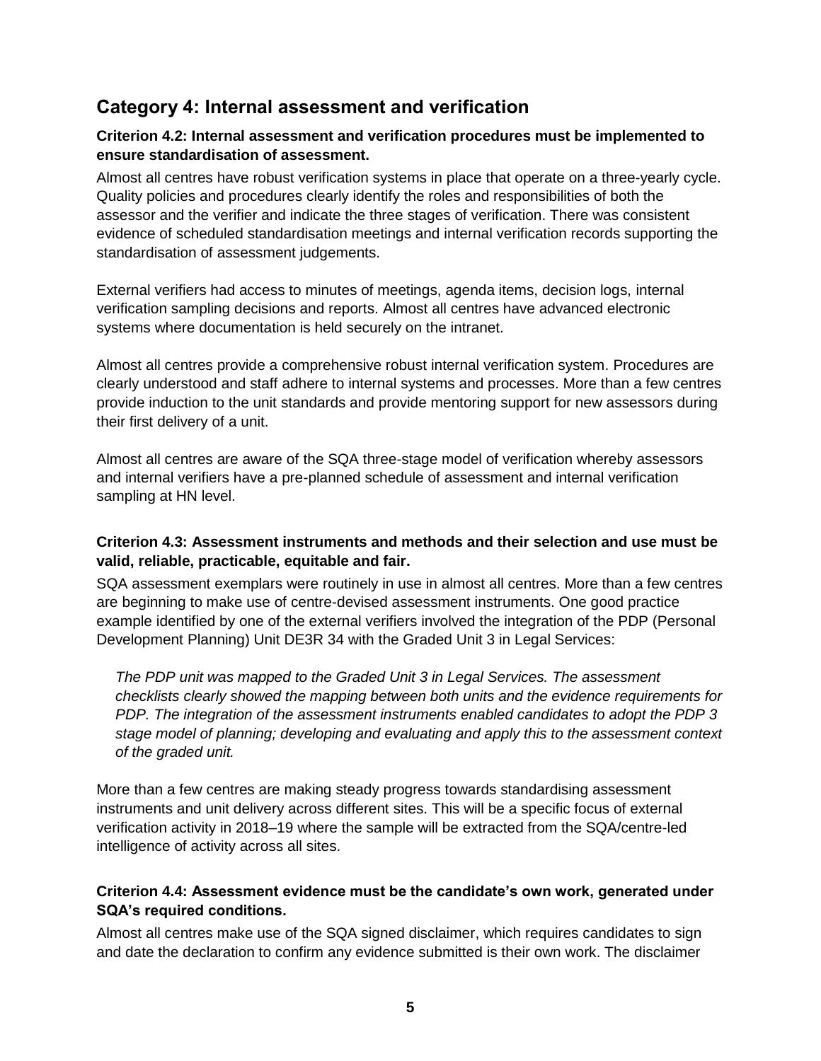## Category 4: Internal assessment and verification

**Criterion 4.2: Internal assessment and verification procedures must be implemented to ensure standardisation of assessment.**

Almost all centres have robust verification systems in place that operate on a three-yearly cycle. Quality policies and procedures clearly identify the roles and responsibilities of both the assessor and the verifier and indicate the three stages of verification. There was consistent evidence of scheduled standardisation meetings and internal verification records supporting the standardisation of assessment judgements.

External verifiers had access to minutes of meetings, agenda items, decision logs, internal verification sampling decisions and reports. Almost all centres have advanced electronic systems where documentation is held securely on the intranet.

Almost all centres provide a comprehensive robust internal verification system. Procedures are clearly understood and staff adhere to internal systems and processes. More than a few centres provide induction to the unit standards and provide mentoring support for new assessors during their first delivery of a unit.

Almost all centres are aware of the SQA three-stage model of verification whereby assessors and internal verifiers have a pre-planned schedule of assessment and internal verification sampling at HN level.

**Criterion 4.3: Assessment instruments and methods and their selection and use must be valid, reliable, practicable, equitable and fair.**

SQA assessment exemplars were routinely in use in almost all centres. More than a few centres are beginning to make use of centre-devised assessment instruments. One good practice example identified by one of the external verifiers involved the integration of the PDP (Personal Development Planning) Unit DE3R 34 with the Graded Unit 3 in Legal Services:

> *The PDP unit was mapped to the Graded Unit 3 in Legal Services. The assessment checklists clearly showed the mapping between both units and the evidence requirements for PDP. The integration of the assessment instruments enabled candidates to adopt the PDP 3 stage model of planning; developing and evaluating and apply this to the assessment context of the graded unit.*

More than a few centres are making steady progress towards standardising assessment instruments and unit delivery across different sites. This will be a specific focus of external verification activity in 2018–19 where the sample will be extracted from the SQA/centre-led intelligence of activity across all sites.

**Criterion 4.4: Assessment evidence must be the candidate's own work, generated under SQA's required conditions.**

Almost all centres make use of the SQA signed disclaimer, which requires candidates to sign and date the declaration to confirm any evidence submitted is their own work. The disclaimer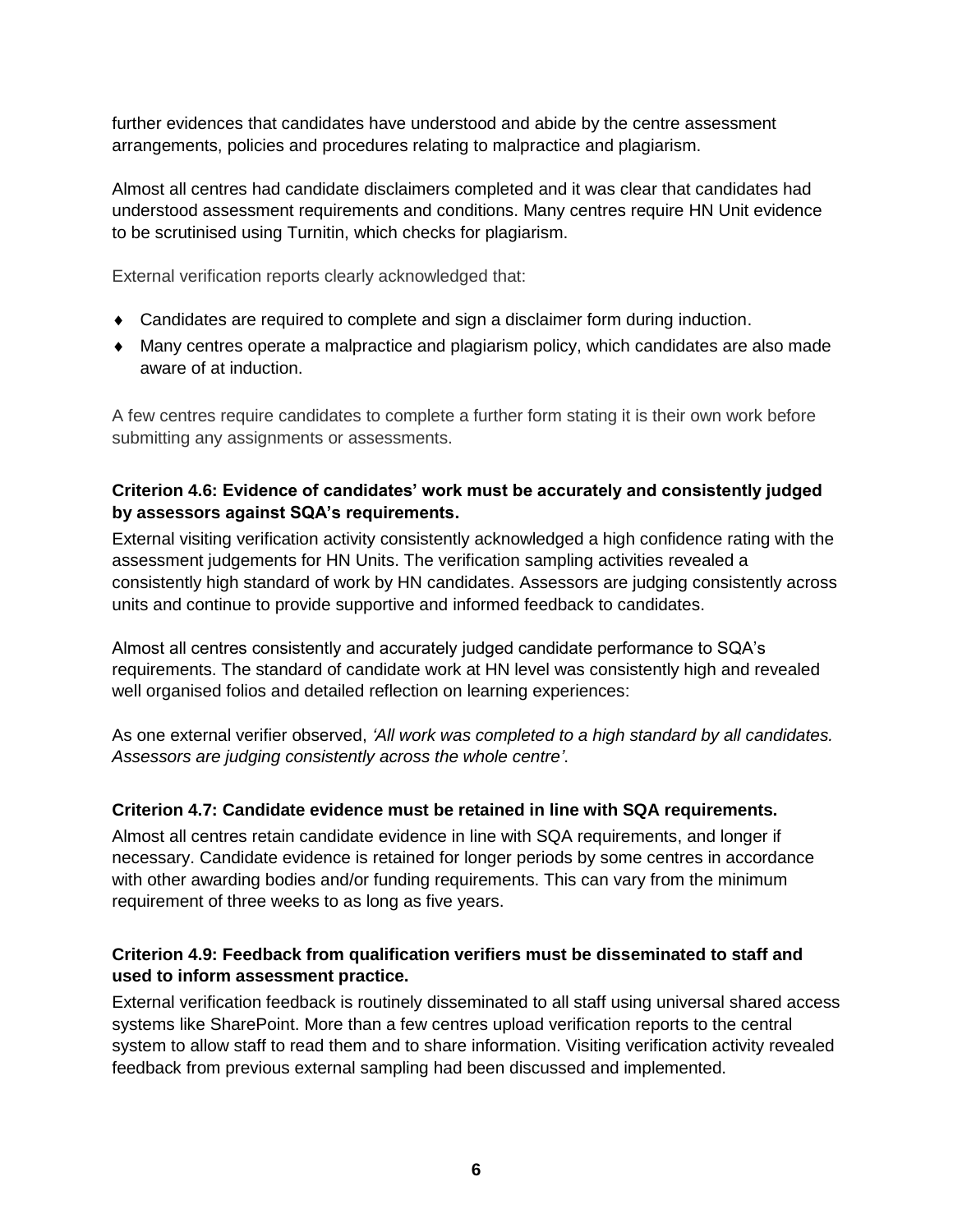further evidences that candidates have understood and abide by the centre assessment arrangements, policies and procedures relating to malpractice and plagiarism.

Almost all centres had candidate disclaimers completed and it was clear that candidates had understood assessment requirements and conditions. Many centres require HN Unit evidence to be scrutinised using Turnitin, which checks for plagiarism.

External verification reports clearly acknowledged that:

- Candidates are required to complete and sign a disclaimer form during induction.
- Many centres operate a malpractice and plagiarism policy, which candidates are also made aware of at induction.

A few centres require candidates to complete a further form stating it is their own work before submitting any assignments or assessments.

**Criterion 4.6: Evidence of candidates' work must be accurately and consistently judged by assessors against SQA's requirements.**

External visiting verification activity consistently acknowledged a high confidence rating with the assessment judgements for HN Units. The verification sampling activities revealed a consistently high standard of work by HN candidates. Assessors are judging consistently across units and continue to provide supportive and informed feedback to candidates.

Almost all centres consistently and accurately judged candidate performance to SQA's requirements. The standard of candidate work at HN level was consistently high and revealed well organised folios and detailed reflection on learning experiences:

As one external verifier observed, *'All work was completed to a high standard by all candidates. Assessors are judging consistently across the whole centre'*.

**Criterion 4.7: Candidate evidence must be retained in line with SQA requirements.**

Almost all centres retain candidate evidence in line with SQA requirements, and longer if necessary. Candidate evidence is retained for longer periods by some centres in accordance with other awarding bodies and/or funding requirements. This can vary from the minimum requirement of three weeks to as long as five years.

**Criterion 4.9: Feedback from qualification verifiers must be disseminated to staff and used to inform assessment practice.**

External verification feedback is routinely disseminated to all staff using universal shared access systems like SharePoint. More than a few centres upload verification reports to the central system to allow staff to read them and to share information. Visiting verification activity revealed feedback from previous external sampling had been discussed and implemented.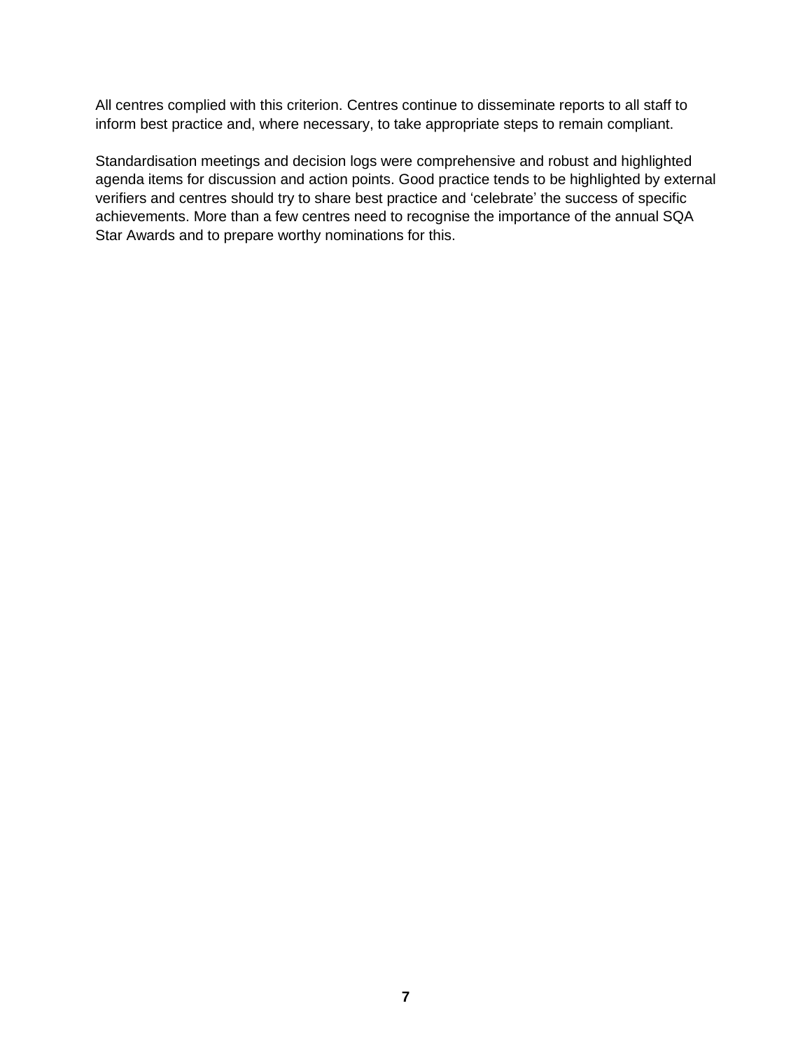All centres complied with this criterion. Centres continue to disseminate reports to all staff to inform best practice and, where necessary, to take appropriate steps to remain compliant.

Standardisation meetings and decision logs were comprehensive and robust and highlighted agenda items for discussion and action points. Good practice tends to be highlighted by external verifiers and centres should try to share best practice and 'celebrate' the success of specific achievements. More than a few centres need to recognise the importance of the annual SQA Star Awards and to prepare worthy nominations for this.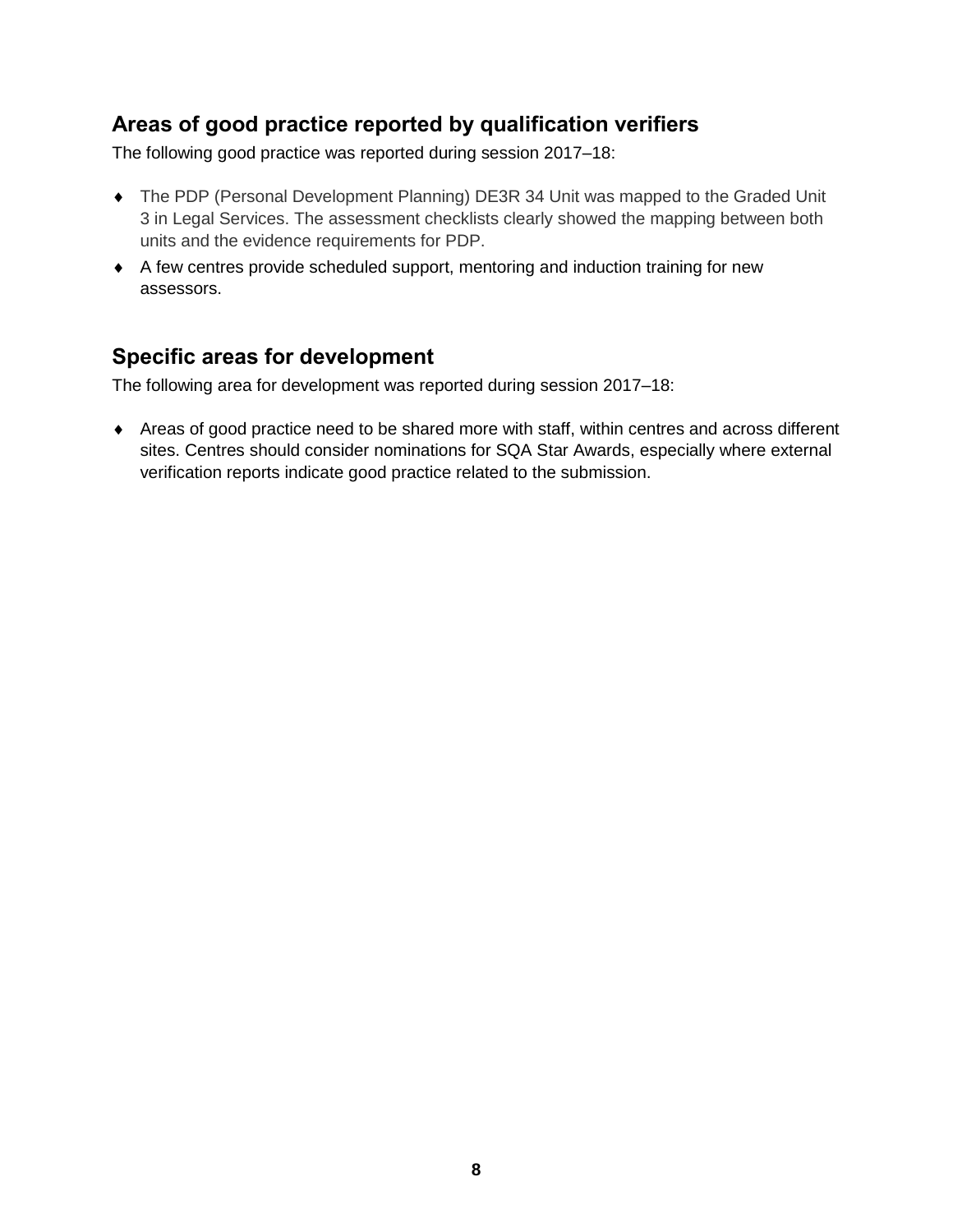## Areas of good practice reported by qualification verifiers

The following good practice was reported during session 2017–18:

- The PDP (Personal Development Planning) DE3R 34 Unit was mapped to the Graded Unit 3 in Legal Services. The assessment checklists clearly showed the mapping between both units and the evidence requirements for PDP.
- A few centres provide scheduled support, mentoring and induction training for new assessors.

## Specific areas for development

The following area for development was reported during session 2017–18:

- Areas of good practice need to be shared more with staff, within centres and across different sites. Centres should consider nominations for SQA Star Awards, especially where external verification reports indicate good practice related to the submission.